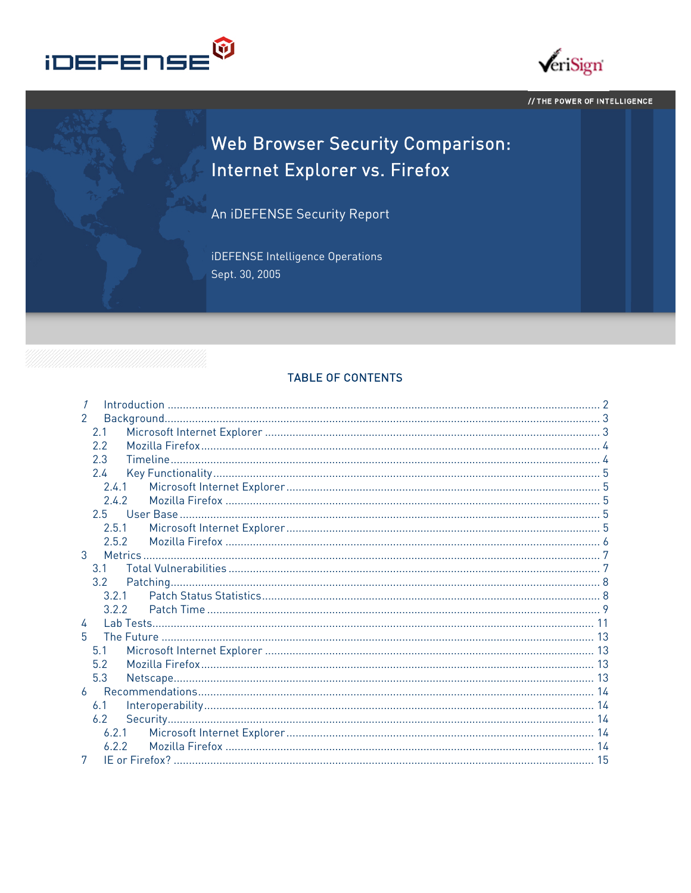iDEFENSE

VeriSign

// THE POWER OF INTELLIGENCE

# Web Browser Security Comparison: Internet Explorer vs. Firefox

An iDEFENSE Security Report

iDEFENSE Intelligence Operations
Sept. 30, 2005

## TABLE OF CONTENTS

1 Introduction .......... 2
2 Background .......... 3
  2.1 Microsoft Internet Explorer .......... 3
  2.2 Mozilla Firefox .......... 4
  2.3 Timeline .......... 4
  2.4 Key Functionality .......... 5
    2.4.1 Microsoft Internet Explorer .......... 5
    2.4.2 Mozilla Firefox .......... 5
  2.5 User Base .......... 5
    2.5.1 Microsoft Internet Explorer .......... 5
    2.5.2 Mozilla Firefox .......... 6
3 Metrics .......... 7
  3.1 Total Vulnerabilities .......... 7
  3.2 Patching .......... 8
    3.2.1 Patch Status Statistics .......... 8
    3.2.2 Patch Time .......... 9
4 Lab Tests .......... 11
5 The Future .......... 13
  5.1 Microsoft Internet Explorer .......... 13
  5.2 Mozilla Firefox .......... 13
  5.3 Netscape .......... 13
6 Recommendations .......... 14
  6.1 Interoperability .......... 14
  6.2 Security .......... 14
    6.2.1 Microsoft Internet Explorer .......... 14
    6.2.2 Mozilla Firefox .......... 14
7 IE or Firefox? .......... 15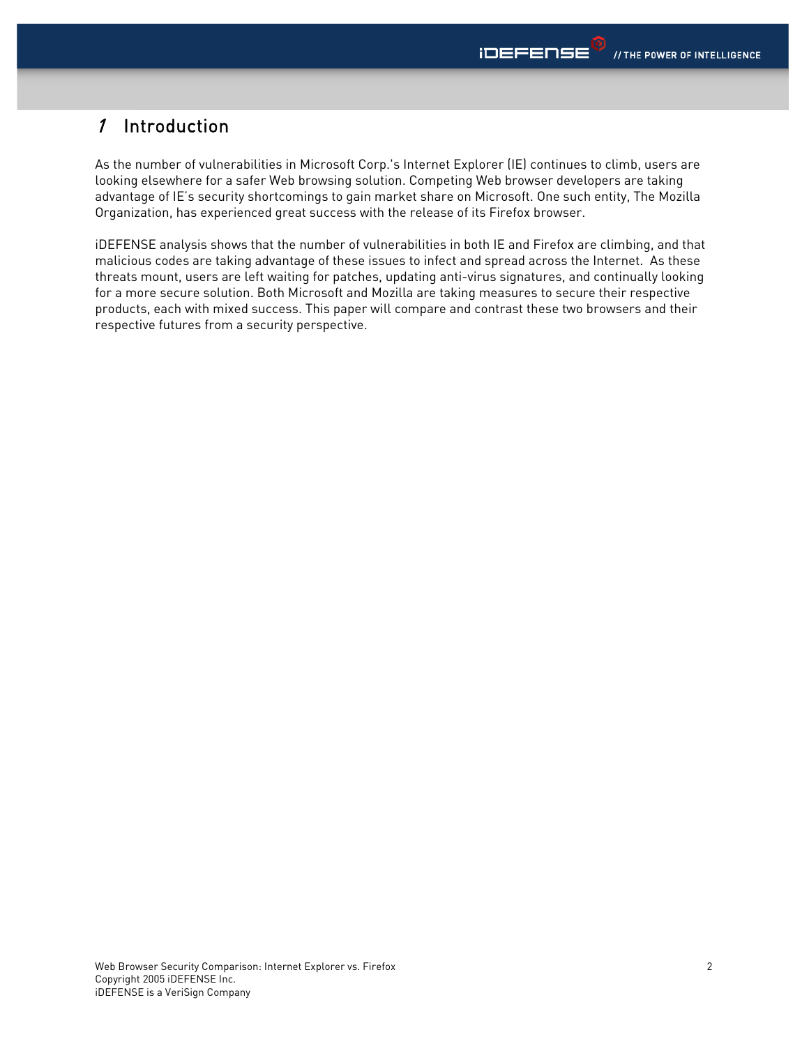# 1 Introduction

As the number of vulnerabilities in Microsoft Corp.'s Internet Explorer (IE) continues to climb, users are looking elsewhere for a safer Web browsing solution. Competing Web browser developers are taking advantage of IE's security shortcomings to gain market share on Microsoft. One such entity, The Mozilla Organization, has experienced great success with the release of its Firefox browser.

iDEFENSE analysis shows that the number of vulnerabilities in both IE and Firefox are climbing, and that malicious codes are taking advantage of these issues to infect and spread across the Internet. As these threats mount, users are left waiting for patches, updating anti-virus signatures, and continually looking for a more secure solution. Both Microsoft and Mozilla are taking measures to secure their respective products, each with mixed success. This paper will compare and contrast these two browsers and their respective futures from a security perspective.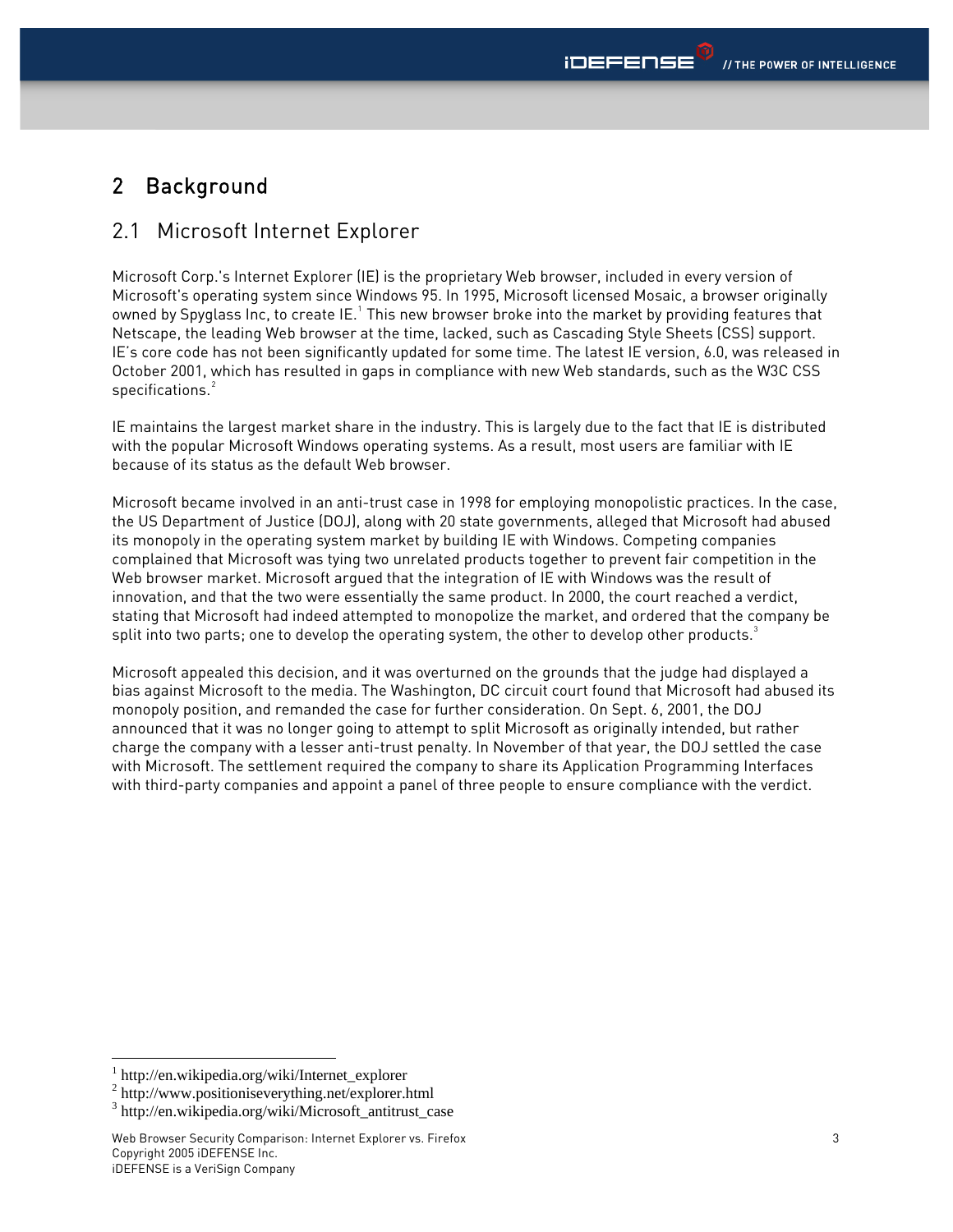# 2 Background

## 2.1 Microsoft Internet Explorer

Microsoft Corp.'s Internet Explorer (IE) is the proprietary Web browser, included in every version of Microsoft's operating system since Windows 95. In 1995, Microsoft licensed Mosaic, a browser originally owned by Spyglass Inc, to create IE.[1] This new browser broke into the market by providing features that Netscape, the leading Web browser at the time, lacked, such as Cascading Style Sheets (CSS) support. IE's core code has not been significantly updated for some time. The latest IE version, 6.0, was released in October 2001, which has resulted in gaps in compliance with new Web standards, such as the W3C CSS specifications.[2]

IE maintains the largest market share in the industry. This is largely due to the fact that IE is distributed with the popular Microsoft Windows operating systems. As a result, most users are familiar with IE because of its status as the default Web browser.

Microsoft became involved in an anti-trust case in 1998 for employing monopolistic practices. In the case, the US Department of Justice (DOJ), along with 20 state governments, alleged that Microsoft had abused its monopoly in the operating system market by building IE with Windows. Competing companies complained that Microsoft was tying two unrelated products together to prevent fair competition in the Web browser market. Microsoft argued that the integration of IE with Windows was the result of innovation, and that the two were essentially the same product. In 2000, the court reached a verdict, stating that Microsoft had indeed attempted to monopolize the market, and ordered that the company be split into two parts; one to develop the operating system, the other to develop other products.[3]

Microsoft appealed this decision, and it was overturned on the grounds that the judge had displayed a bias against Microsoft to the media. The Washington, DC circuit court found that Microsoft had abused its monopoly position, and remanded the case for further consideration. On Sept. 6, 2001, the DOJ announced that it was no longer going to attempt to split Microsoft as originally intended, but rather charge the company with a lesser anti-trust penalty. In November of that year, the DOJ settled the case with Microsoft. The settlement required the company to share its Application Programming Interfaces with third-party companies and appoint a panel of three people to ensure compliance with the verdict.

---

[1] http://en.wikipedia.org/wiki/Internet_explorer

[2] http://www.positioniseverything.net/explorer.html

[3] http://en.wikipedia.org/wiki/Microsoft_antitrust_case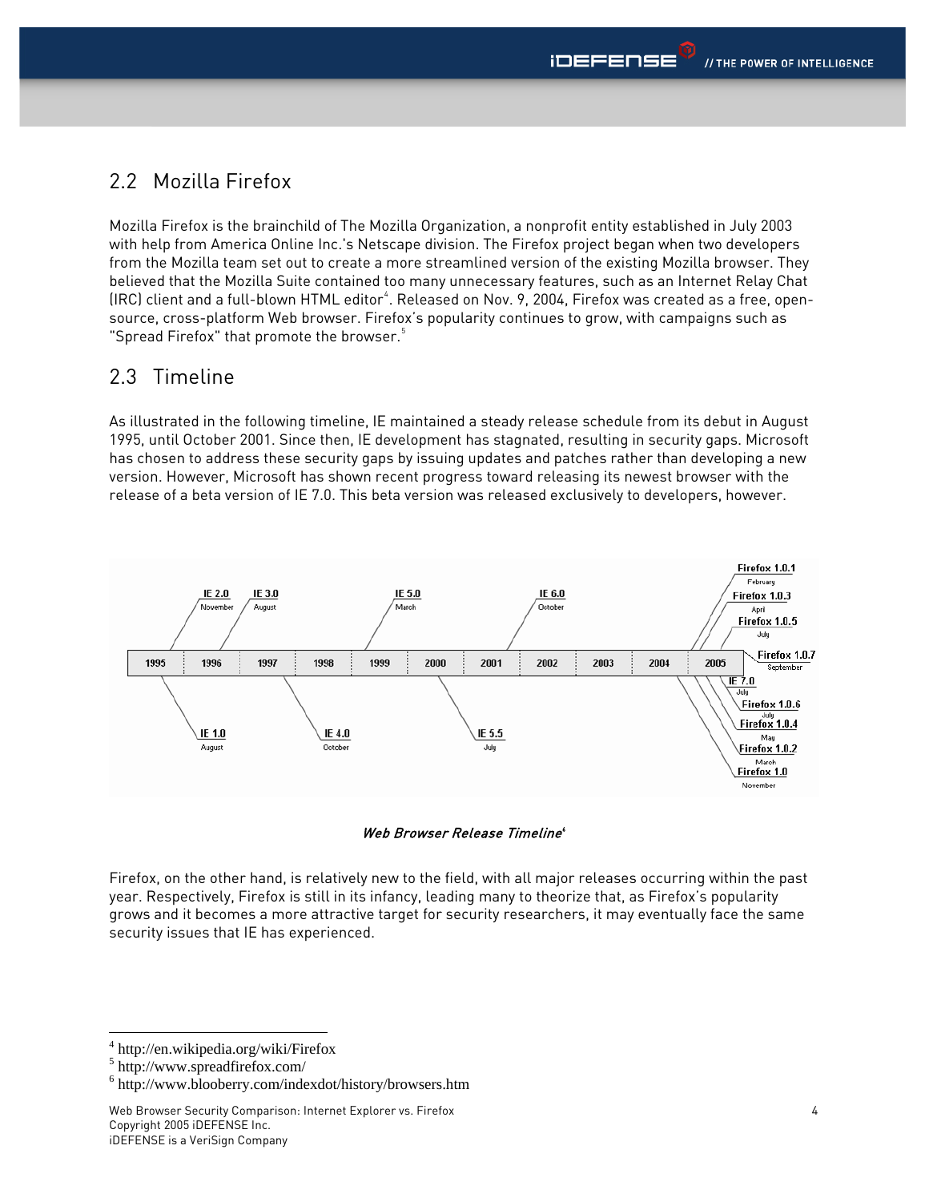## 2.2 Mozilla Firefox

Mozilla Firefox is the brainchild of The Mozilla Organization, a nonprofit entity established in July 2003 with help from America Online Inc.'s Netscape division. The Firefox project began when two developers from the Mozilla team set out to create a more streamlined version of the existing Mozilla browser. They believed that the Mozilla Suite contained too many unnecessary features, such as an Internet Relay Chat (IRC) client and a full-blown HTML editor[4]. Released on Nov. 9, 2004, Firefox was created as a free, open-source, cross-platform Web browser. Firefox's popularity continues to grow, with campaigns such as "Spread Firefox" that promote the browser.[5]

## 2.3 Timeline

As illustrated in the following timeline, IE maintained a steady release schedule from its debut in August 1995, until October 2001. Since then, IE development has stagnated, resulting in security gaps. Microsoft has chosen to address these security gaps by issuing updates and patches rather than developing a new version. However, Microsoft has shown recent progress toward releasing its newest browser with the release of a beta version of IE 7.0. This beta version was released exclusively to developers, however.

| Year | Releases |
|---|---|
| 1995 | IE 1.0 (August), IE 2.0 (November) |
| 1996 | IE 3.0 (August) |
| 1997 | IE 4.0 (October) |
| 1998 | |
| 1999 | IE 5.0 (March) |
| 2000 | IE 5.5 (July) |
| 2001 | IE 6.0 (October) |
| 2002 | |
| 2003 | |
| 2004 | Firefox 1.0 (November) |
| 2005 | Firefox 1.0.1 (February), Firefox 1.0.2 (March), Firefox 1.0.3 (April), Firefox 1.0.4 (May), Firefox 1.0.5 (July), Firefox 1.0.6 (July), IE 7.0 (July), Firefox 1.0.7 (September) |

*Web Browser Release Timeline*[6]

Firefox, on the other hand, is relatively new to the field, with all major releases occurring within the past year. Respectively, Firefox is still in its infancy, leading many to theorize that, as Firefox's popularity grows and it becomes a more attractive target for security researchers, it may eventually face the same security issues that IE has experienced.

---

[4] http://en.wikipedia.org/wiki/Firefox

[5] http://www.spreadfirefox.com/

[6] http://www.blooberry.com/indexdot/history/browsers.htm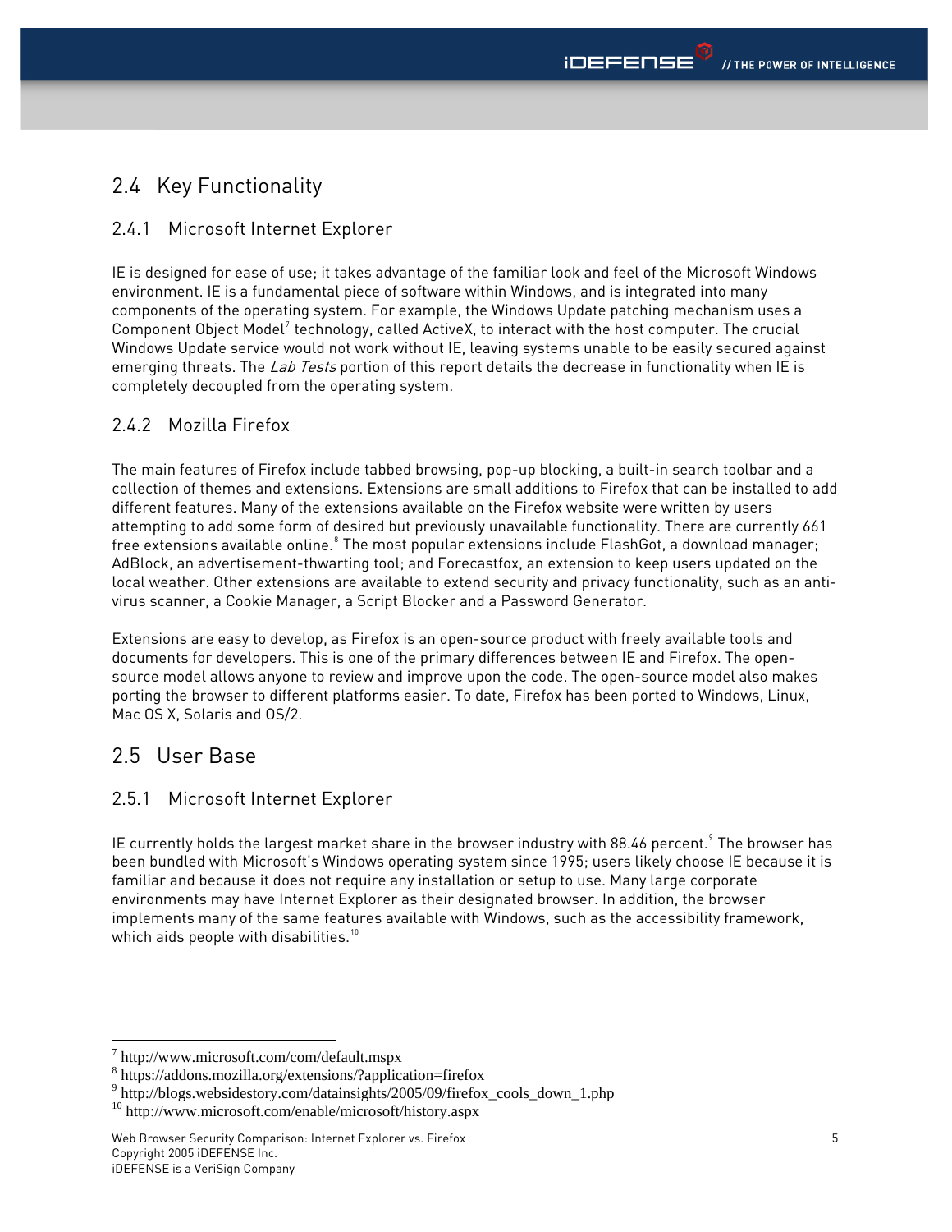## 2.4 Key Functionality

### 2.4.1 Microsoft Internet Explorer

IE is designed for ease of use; it takes advantage of the familiar look and feel of the Microsoft Windows environment. IE is a fundamental piece of software within Windows, and is integrated into many components of the operating system. For example, the Windows Update patching mechanism uses a Component Object Model[7] technology, called ActiveX, to interact with the host computer. The crucial Windows Update service would not work without IE, leaving systems unable to be easily secured against emerging threats. The *Lab Tests* portion of this report details the decrease in functionality when IE is completely decoupled from the operating system.

### 2.4.2 Mozilla Firefox

The main features of Firefox include tabbed browsing, pop-up blocking, a built-in search toolbar and a collection of themes and extensions. Extensions are small additions to Firefox that can be installed to add different features. Many of the extensions available on the Firefox website were written by users attempting to add some form of desired but previously unavailable functionality. There are currently 661 free extensions available online.[8] The most popular extensions include FlashGot, a download manager; AdBlock, an advertisement-thwarting tool; and Forecastfox, an extension to keep users updated on the local weather. Other extensions are available to extend security and privacy functionality, such as an anti-virus scanner, a Cookie Manager, a Script Blocker and a Password Generator.

Extensions are easy to develop, as Firefox is an open-source product with freely available tools and documents for developers. This is one of the primary differences between IE and Firefox. The open-source model allows anyone to review and improve upon the code. The open-source model also makes porting the browser to different platforms easier. To date, Firefox has been ported to Windows, Linux, Mac OS X, Solaris and OS/2.

## 2.5 User Base

### 2.5.1 Microsoft Internet Explorer

IE currently holds the largest market share in the browser industry with 88.46 percent.[9] The browser has been bundled with Microsoft's Windows operating system since 1995; users likely choose IE because it is familiar and because it does not require any installation or setup to use. Many large corporate environments may have Internet Explorer as their designated browser. In addition, the browser implements many of the same features available with Windows, such as the accessibility framework, which aids people with disabilities.[10]

---

[7] http://www.microsoft.com/com/default.mspx
[8] https://addons.mozilla.org/extensions/?application=firefox
[9] http://blogs.websidestory.com/datainsights/2005/09/firefox_cools_down_1.php
[10] http://www.microsoft.com/enable/microsoft/history.aspx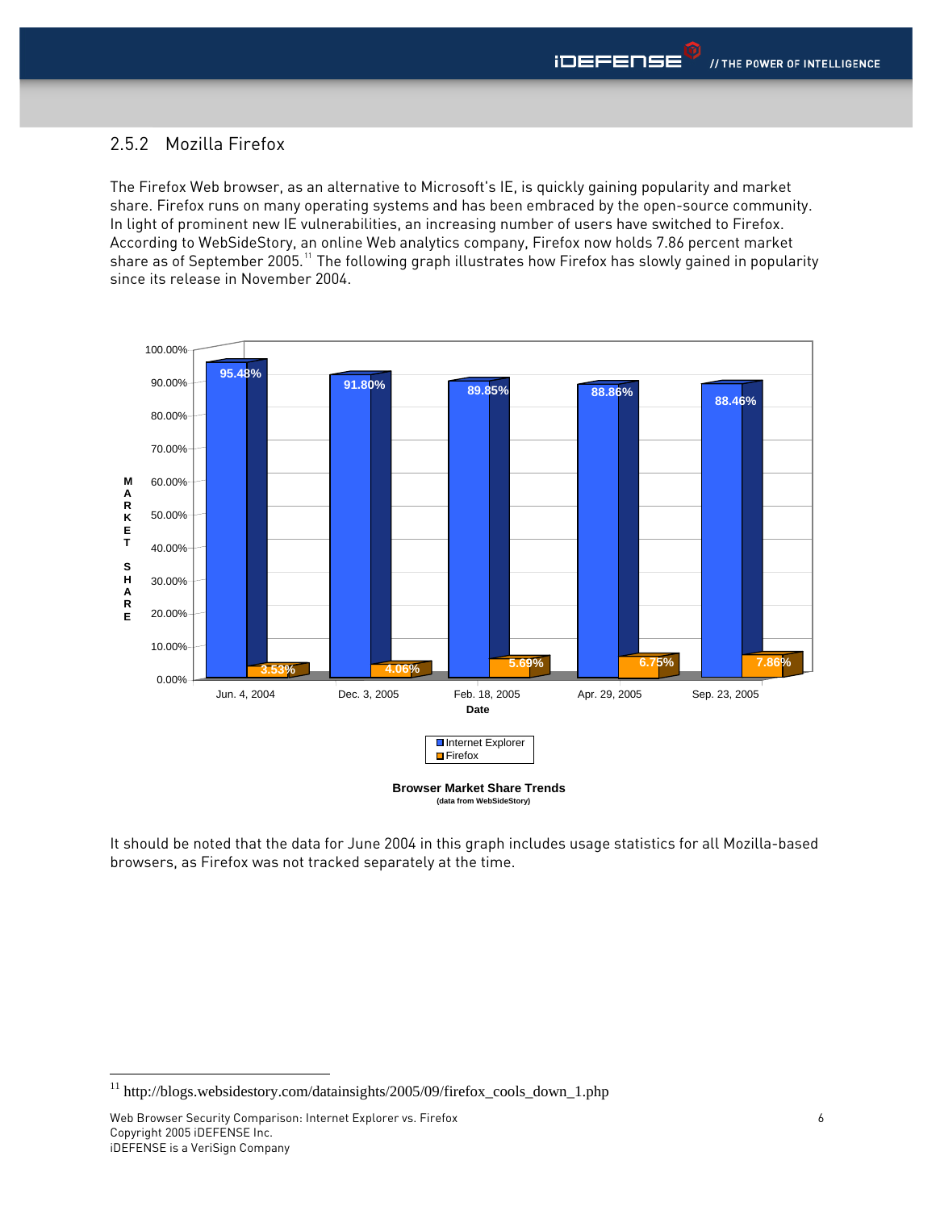### 2.5.2 Mozilla Firefox

The Firefox Web browser, as an alternative to Microsoft's IE, is quickly gaining popularity and market share. Firefox runs on many operating systems and has been embraced by the open-source community. In light of prominent new IE vulnerabilities, an increasing number of users have switched to Firefox. According to WebSideStory, an online Web analytics company, Firefox now holds 7.86 percent market share as of September 2005.[11] The following graph illustrates how Firefox has slowly gained in popularity since its release in November 2004.

| Date | Internet Explorer | Firefox |
|---|---|---|
| Jun. 4, 2004 | 95.48% | 3.53% |
| Dec. 3, 2005 | 91.80% | 4.06% |
| Feb. 18, 2005 | 89.85% | 5.69% |
| Apr. 29, 2005 | 88.86% | 6.75% |
| Sep. 23, 2005 | 88.46% | 7.86% |

**Browser Market Share Trends**
(data from WebSideStory)

It should be noted that the data for June 2004 in this graph includes usage statistics for all Mozilla-based browsers, as Firefox was not tracked separately at the time.

[11] http://blogs.websidestory.com/datainsights/2005/09/firefox_cools_down_1.php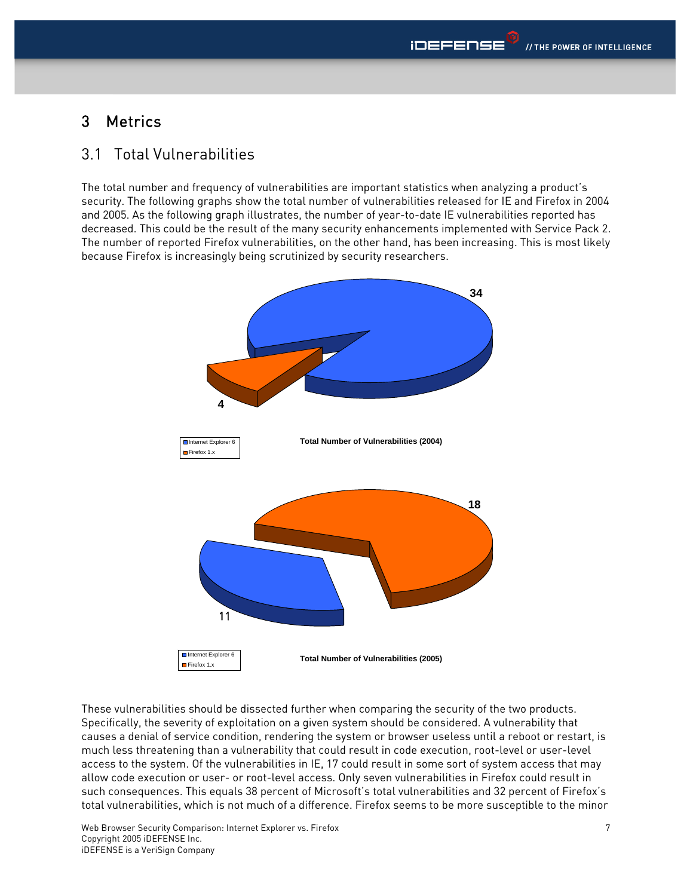# 3 Metrics

## 3.1 Total Vulnerabilities

The total number and frequency of vulnerabilities are important statistics when analyzing a product's security. The following graphs show the total number of vulnerabilities released for IE and Firefox in 2004 and 2005. As the following graph illustrates, the number of year-to-date IE vulnerabilities reported has decreased. This could be the result of the many security enhancements implemented with Service Pack 2. The number of reported Firefox vulnerabilities, on the other hand, has been increasing. This is most likely because Firefox is increasingly being scrutinized by security researchers.

34

4

Internet Explorer 6
Firefox 1.x

**Total Number of Vulnerabilities (2004)**

18

11

Internet Explorer 6
Firefox 1.x

**Total Number of Vulnerabilities (2005)**

These vulnerabilities should be dissected further when comparing the security of the two products. Specifically, the severity of exploitation on a given system should be considered. A vulnerability that causes a denial of service condition, rendering the system or browser useless until a reboot or restart, is much less threatening than a vulnerability that could result in code execution, root-level or user-level access to the system. Of the vulnerabilities in IE, 17 could result in some sort of system access that may allow code execution or user- or root-level access. Only seven vulnerabilities in Firefox could result in such consequences. This equals 38 percent of Microsoft's total vulnerabilities and 32 percent of Firefox's total vulnerabilities, which is not much of a difference. Firefox seems to be more susceptible to the minor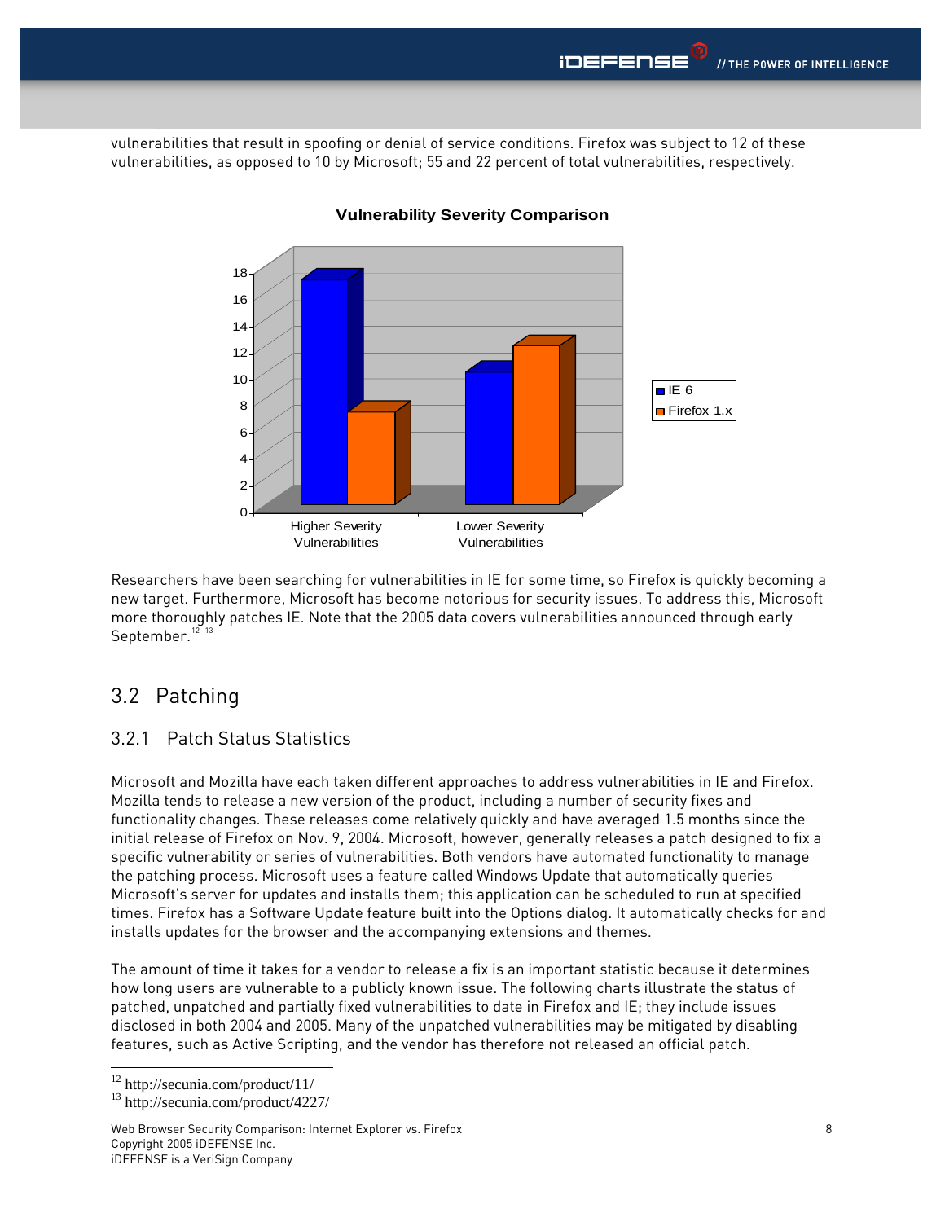vulnerabilities that result in spoofing or denial of service conditions. Firefox was subject to 12 of these vulnerabilities, as opposed to 10 by Microsoft; 55 and 22 percent of total vulnerabilities, respectively.

**Vulnerability Severity Comparison**

| | IE 6 | Firefox 1.x |
|---|---|---|
| Higher Severity Vulnerabilities | 17 | 7 |
| Lower Severity Vulnerabilities | 10 | 12 |

Researchers have been searching for vulnerabilities in IE for some time, so Firefox is quickly becoming a new target. Furthermore, Microsoft has become notorious for security issues. To address this, Microsoft more thoroughly patches IE. Note that the 2005 data covers vulnerabilities announced through early September.[12] [13]

## 3.2 Patching

### 3.2.1 Patch Status Statistics

Microsoft and Mozilla have each taken different approaches to address vulnerabilities in IE and Firefox. Mozilla tends to release a new version of the product, including a number of security fixes and functionality changes. These releases come relatively quickly and have averaged 1.5 months since the initial release of Firefox on Nov. 9, 2004. Microsoft, however, generally releases a patch designed to fix a specific vulnerability or series of vulnerabilities. Both vendors have automated functionality to manage the patching process. Microsoft uses a feature called Windows Update that automatically queries Microsoft's server for updates and installs them; this application can be scheduled to run at specified times. Firefox has a Software Update feature built into the Options dialog. It automatically checks for and installs updates for the browser and the accompanying extensions and themes.

The amount of time it takes for a vendor to release a fix is an important statistic because it determines how long users are vulnerable to a publicly known issue. The following charts illustrate the status of patched, unpatched and partially fixed vulnerabilities to date in Firefox and IE; they include issues disclosed in both 2004 and 2005. Many of the unpatched vulnerabilities may be mitigated by disabling features, such as Active Scripting, and the vendor has therefore not released an official patch.

---

[12] http://secunia.com/product/11/

[13] http://secunia.com/product/4227/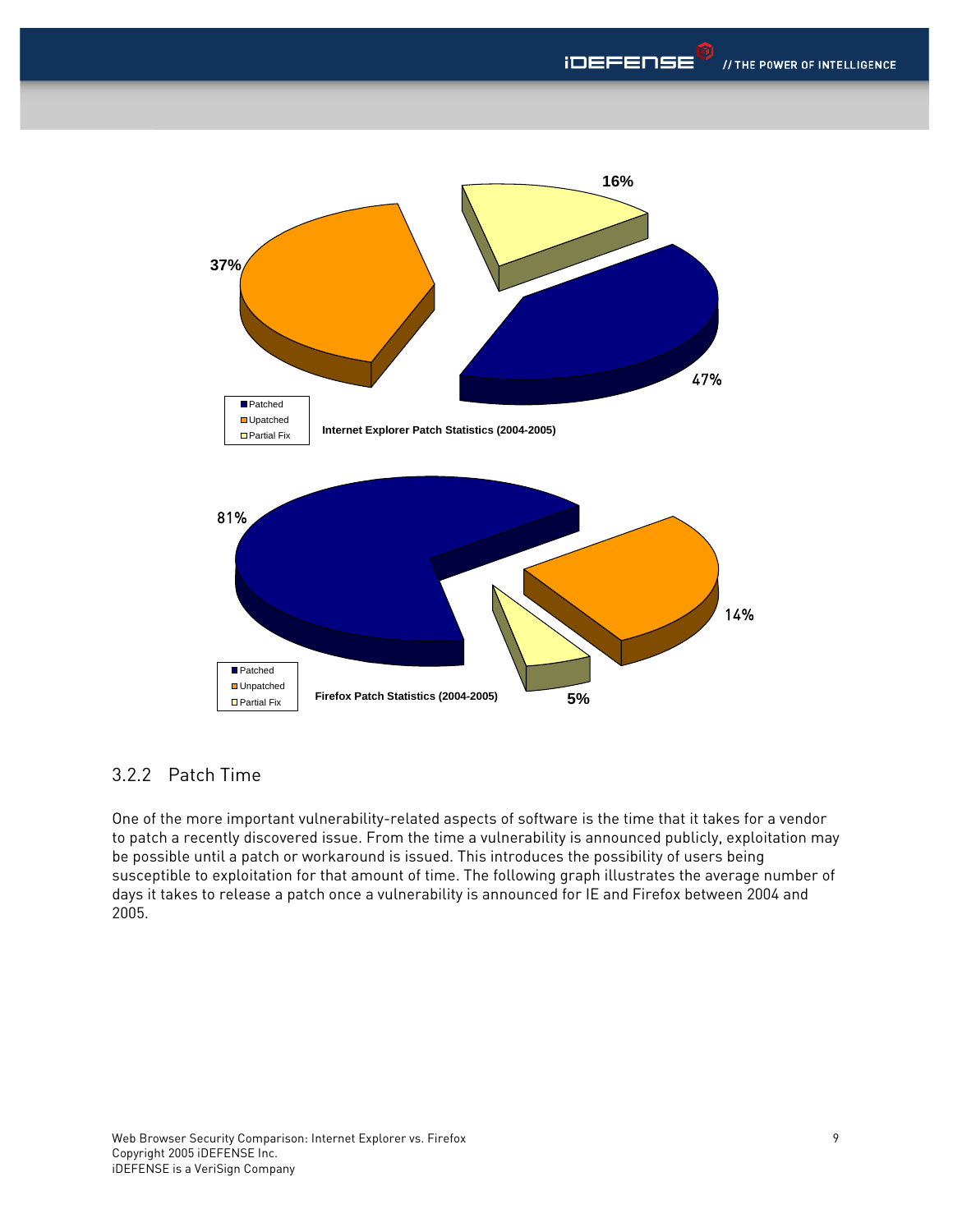Internet Explorer Patch Statistics (2004-2005)

| Status | Percentage |
| --- | --- |
| Patched | 47% |
| Upatched | 37% |
| Partial Fix | 16% |

Firefox Patch Statistics (2004-2005)

| Status | Percentage |
| --- | --- |
| Patched | 81% |
| Unpatched | 14% |
| Partial Fix | 5% |

### 3.2.2 Patch Time

One of the more important vulnerability-related aspects of software is the time that it takes for a vendor to patch a recently discovered issue. From the time a vulnerability is announced publicly, exploitation may be possible until a patch or workaround is issued. This introduces the possibility of users being susceptible to exploitation for that amount of time. The following graph illustrates the average number of days it takes to release a patch once a vulnerability is announced for IE and Firefox between 2004 and 2005.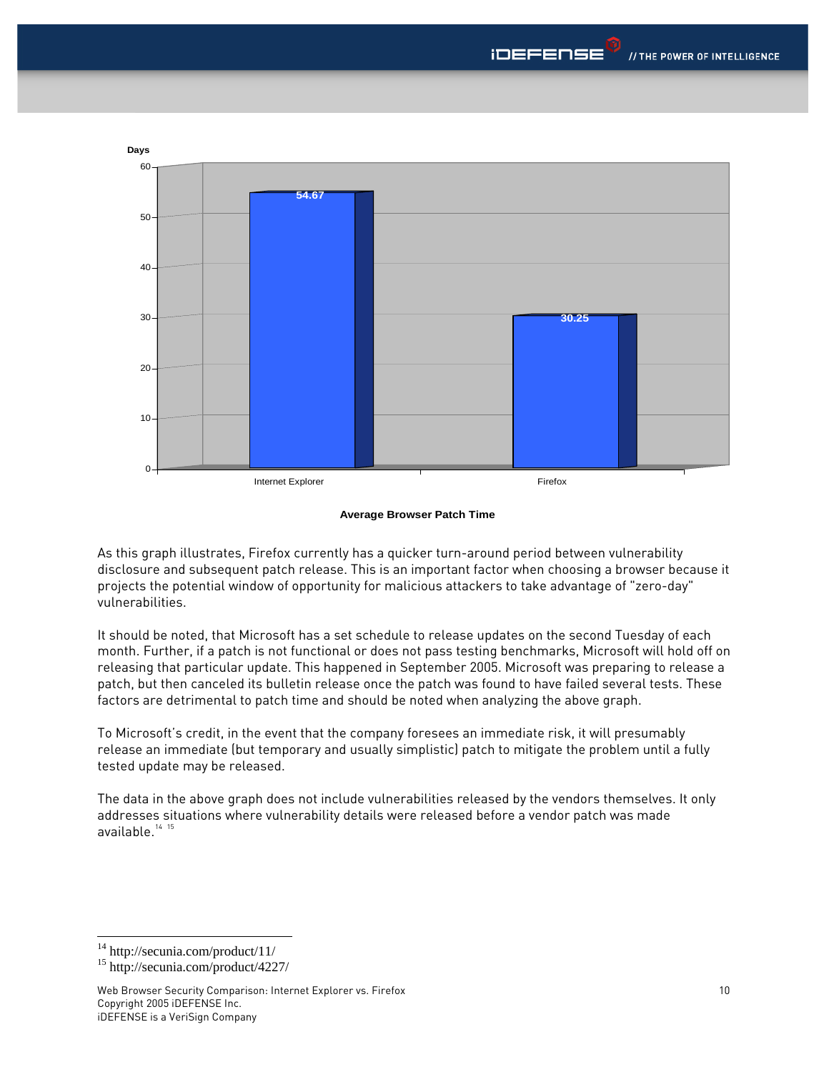| Browser | Days |
| --- | --- |
| Internet Explorer | 54.67 |
| Firefox | 30.25 |

**Average Browser Patch Time**

As this graph illustrates, Firefox currently has a quicker turn-around period between vulnerability disclosure and subsequent patch release. This is an important factor when choosing a browser because it projects the potential window of opportunity for malicious attackers to take advantage of "zero-day" vulnerabilities.

It should be noted, that Microsoft has a set schedule to release updates on the second Tuesday of each month. Further, if a patch is not functional or does not pass testing benchmarks, Microsoft will hold off on releasing that particular update. This happened in September 2005. Microsoft was preparing to release a patch, but then canceled its bulletin release once the patch was found to have failed several tests. These factors are detrimental to patch time and should be noted when analyzing the above graph.

To Microsoft's credit, in the event that the company foresees an immediate risk, it will presumably release an immediate (but temporary and usually simplistic) patch to mitigate the problem until a fully tested update may be released.

The data in the above graph does not include vulnerabilities released by the vendors themselves. It only addresses situations where vulnerability details were released before a vendor patch was made available.[14] [15]

---

[14] http://secunia.com/product/11/

[15] http://secunia.com/product/4227/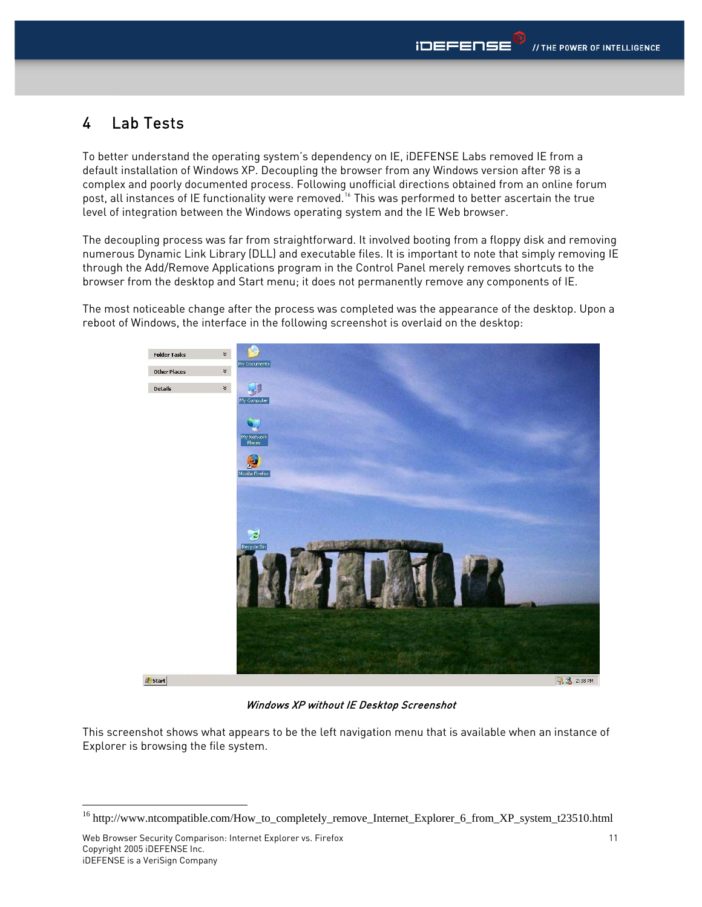# 4 Lab Tests

To better understand the operating system's dependency on IE, iDEFENSE Labs removed IE from a default installation of Windows XP. Decoupling the browser from any Windows version after 98 is a complex and poorly documented process. Following unofficial directions obtained from an online forum post, all instances of IE functionality were removed.[16] This was performed to better ascertain the true level of integration between the Windows operating system and the IE Web browser.

The decoupling process was far from straightforward. It involved booting from a floppy disk and removing numerous Dynamic Link Library (DLL) and executable files. It is important to note that simply removing IE through the Add/Remove Applications program in the Control Panel merely removes shortcuts to the browser from the desktop and Start menu; it does not permanently remove any components of IE.

The most noticeable change after the process was completed was the appearance of the desktop. Upon a reboot of Windows, the interface in the following screenshot is overlaid on the desktop:

*Windows XP without IE Desktop Screenshot*

This screenshot shows what appears to be the left navigation menu that is available when an instance of Explorer is browsing the file system.

---

[16] http://www.ntcompatible.com/How_to_completely_remove_Internet_Explorer_6_from_XP_system_t23510.html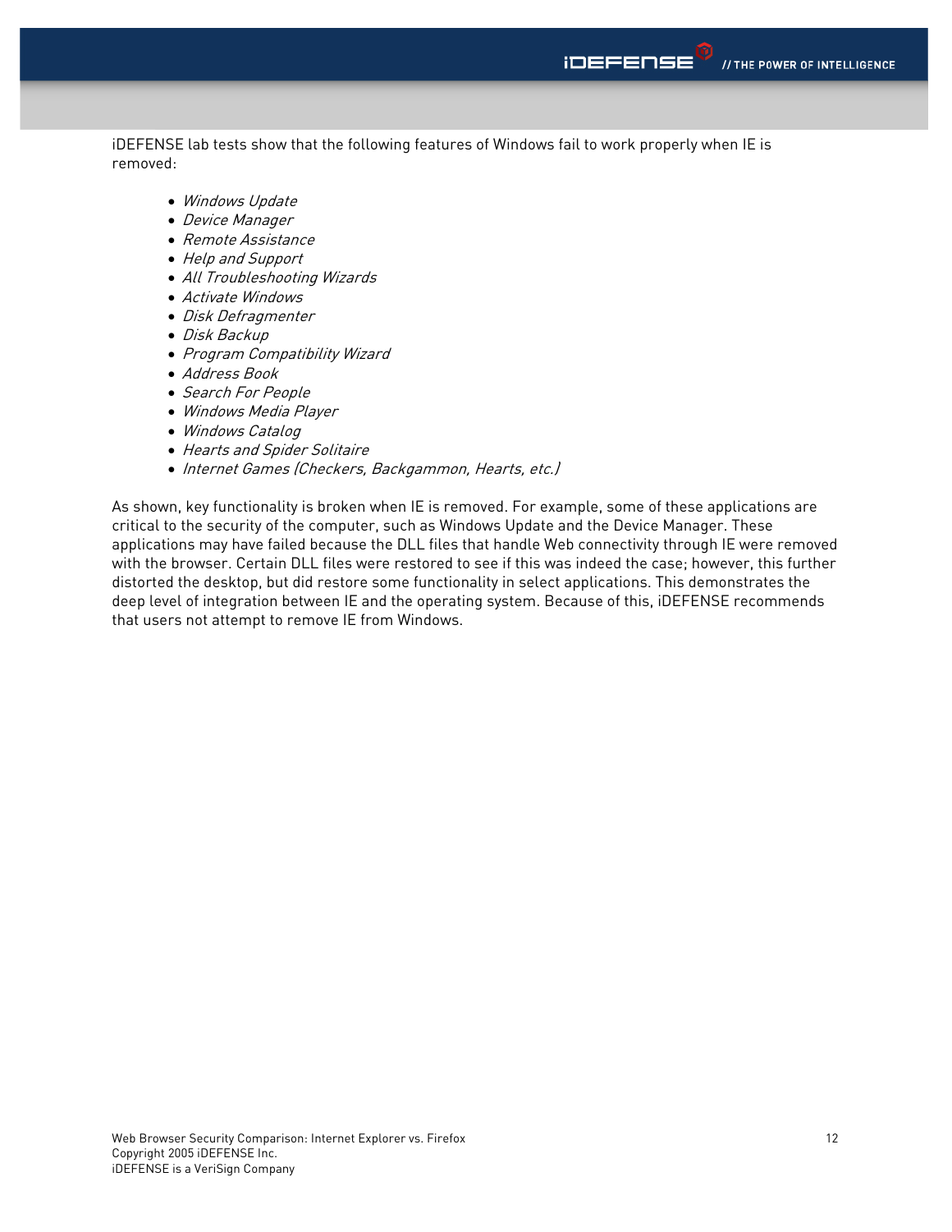iDEFENSE lab tests show that the following features of Windows fail to work properly when IE is removed:

- *Windows Update*
- *Device Manager*
- *Remote Assistance*
- *Help and Support*
- *All Troubleshooting Wizards*
- *Activate Windows*
- *Disk Defragmenter*
- *Disk Backup*
- *Program Compatibility Wizard*
- *Address Book*
- *Search For People*
- *Windows Media Player*
- *Windows Catalog*
- *Hearts and Spider Solitaire*
- *Internet Games (Checkers, Backgammon, Hearts, etc.)*

As shown, key functionality is broken when IE is removed. For example, some of these applications are critical to the security of the computer, such as Windows Update and the Device Manager. These applications may have failed because the DLL files that handle Web connectivity through IE were removed with the browser. Certain DLL files were restored to see if this was indeed the case; however, this further distorted the desktop, but did restore some functionality in select applications. This demonstrates the deep level of integration between IE and the operating system. Because of this, iDEFENSE recommends that users not attempt to remove IE from Windows.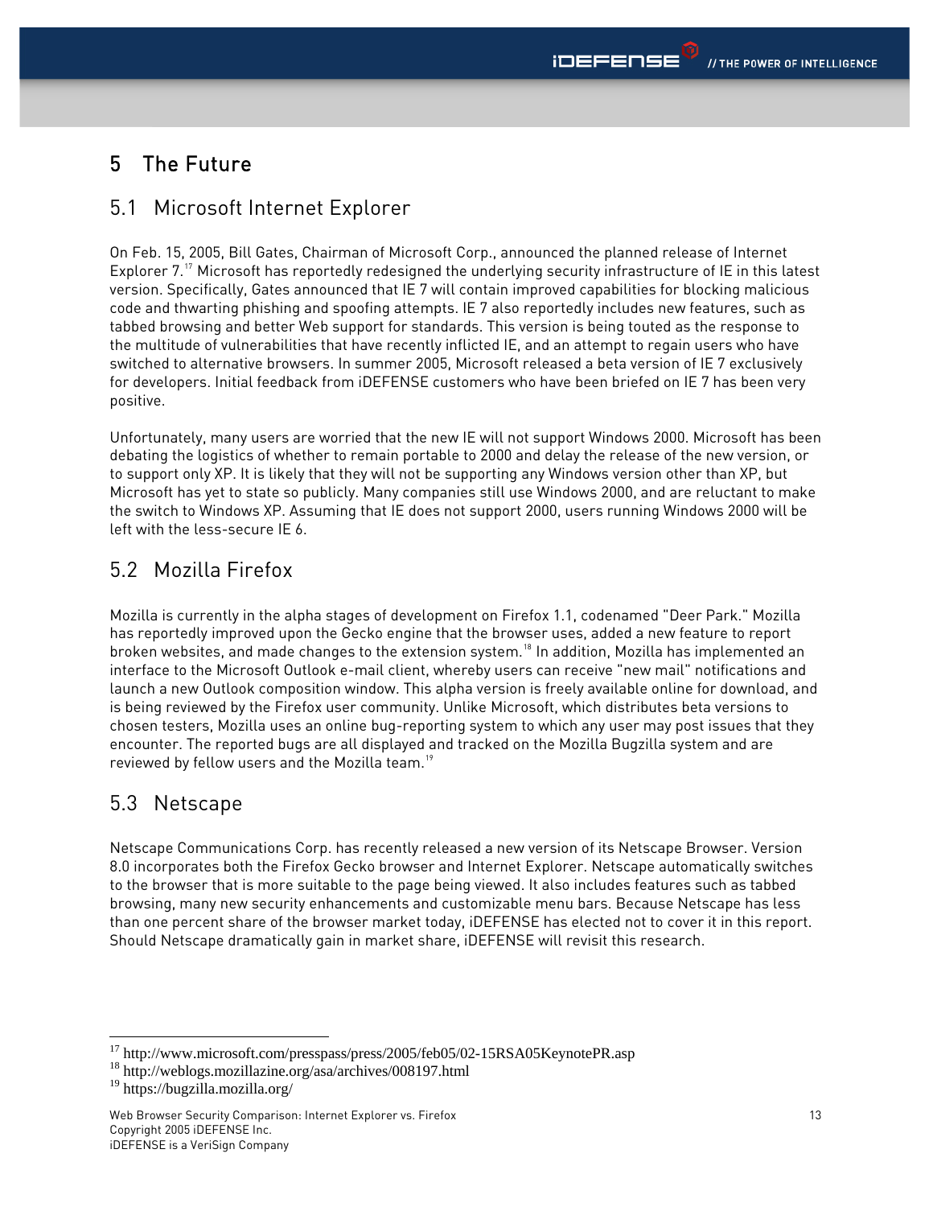# 5 The Future

## 5.1 Microsoft Internet Explorer

On Feb. 15, 2005, Bill Gates, Chairman of Microsoft Corp., announced the planned release of Internet Explorer 7.[17] Microsoft has reportedly redesigned the underlying security infrastructure of IE in this latest version. Specifically, Gates announced that IE 7 will contain improved capabilities for blocking malicious code and thwarting phishing and spoofing attempts. IE 7 also reportedly includes new features, such as tabbed browsing and better Web support for standards. This version is being touted as the response to the multitude of vulnerabilities that have recently inflicted IE, and an attempt to regain users who have switched to alternative browsers. In summer 2005, Microsoft released a beta version of IE 7 exclusively for developers. Initial feedback from iDEFENSE customers who have been briefed on IE 7 has been very positive.

Unfortunately, many users are worried that the new IE will not support Windows 2000. Microsoft has been debating the logistics of whether to remain portable to 2000 and delay the release of the new version, or to support only XP. It is likely that they will not be supporting any Windows version other than XP, but Microsoft has yet to state so publicly. Many companies still use Windows 2000, and are reluctant to make the switch to Windows XP. Assuming that IE does not support 2000, users running Windows 2000 will be left with the less-secure IE 6.

## 5.2 Mozilla Firefox

Mozilla is currently in the alpha stages of development on Firefox 1.1, codenamed "Deer Park." Mozilla has reportedly improved upon the Gecko engine that the browser uses, added a new feature to report broken websites, and made changes to the extension system.[18] In addition, Mozilla has implemented an interface to the Microsoft Outlook e-mail client, whereby users can receive "new mail" notifications and launch a new Outlook composition window. This alpha version is freely available online for download, and is being reviewed by the Firefox user community. Unlike Microsoft, which distributes beta versions to chosen testers, Mozilla uses an online bug-reporting system to which any user may post issues that they encounter. The reported bugs are all displayed and tracked on the Mozilla Bugzilla system and are reviewed by fellow users and the Mozilla team.[19]

## 5.3 Netscape

Netscape Communications Corp. has recently released a new version of its Netscape Browser. Version 8.0 incorporates both the Firefox Gecko browser and Internet Explorer. Netscape automatically switches to the browser that is more suitable to the page being viewed. It also includes features such as tabbed browsing, many new security enhancements and customizable menu bars. Because Netscape has less than one percent share of the browser market today, iDEFENSE has elected not to cover it in this report. Should Netscape dramatically gain in market share, iDEFENSE will revisit this research.

---

[17] http://www.microsoft.com/presspass/press/2005/feb05/02-15RSA05KeynotePR.asp
[18] http://weblogs.mozillazine.org/asa/archives/008197.html
[19] https://bugzilla.mozilla.org/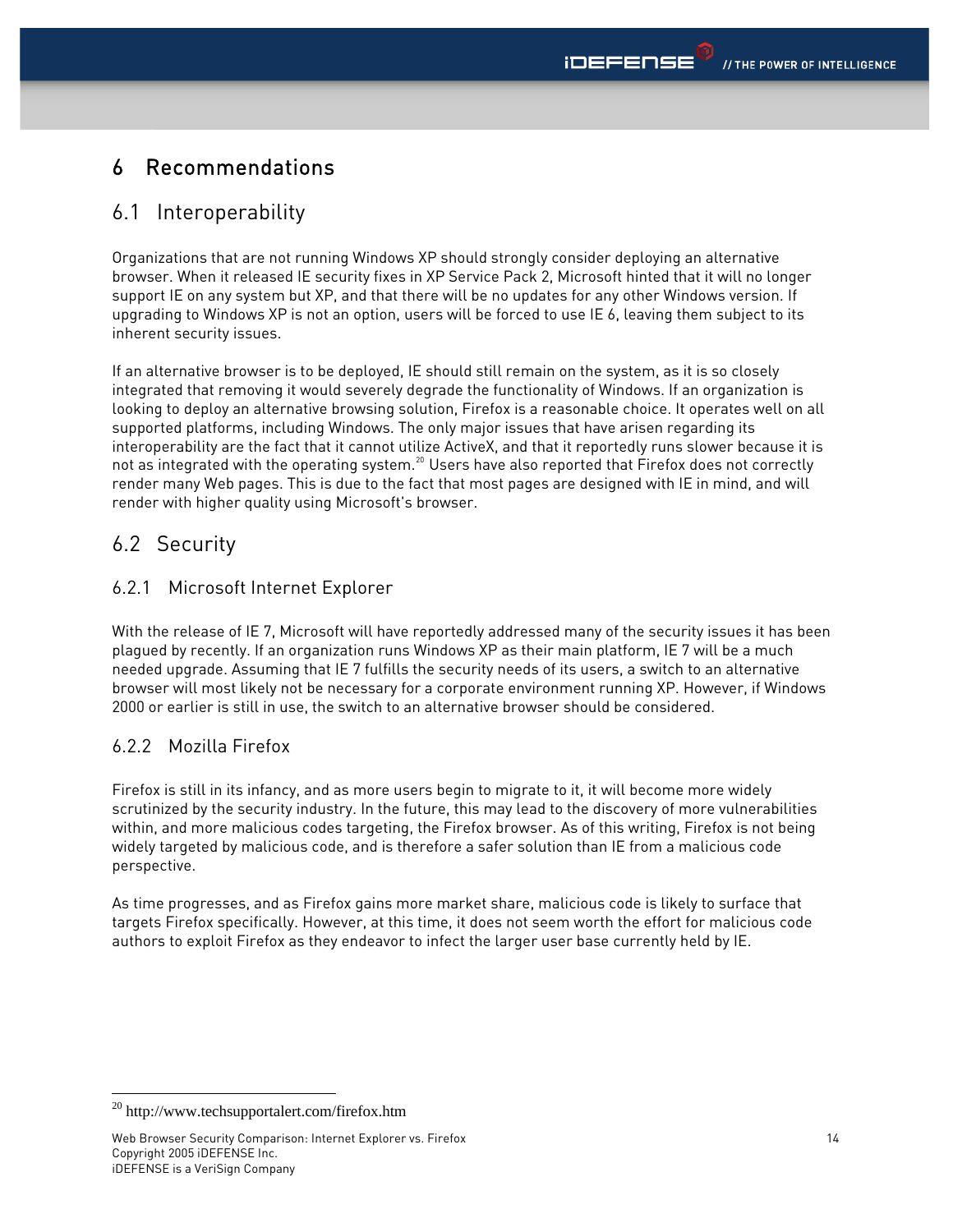# 6 Recommendations

## 6.1 Interoperability

Organizations that are not running Windows XP should strongly consider deploying an alternative browser. When it released IE security fixes in XP Service Pack 2, Microsoft hinted that it will no longer support IE on any system but XP, and that there will be no updates for any other Windows version. If upgrading to Windows XP is not an option, users will be forced to use IE 6, leaving them subject to its inherent security issues.

If an alternative browser is to be deployed, IE should still remain on the system, as it is so closely integrated that removing it would severely degrade the functionality of Windows. If an organization is looking to deploy an alternative browsing solution, Firefox is a reasonable choice. It operates well on all supported platforms, including Windows. The only major issues that have arisen regarding its interoperability are the fact that it cannot utilize ActiveX, and that it reportedly runs slower because it is not as integrated with the operating system.[20] Users have also reported that Firefox does not correctly render many Web pages. This is due to the fact that most pages are designed with IE in mind, and will render with higher quality using Microsoft's browser.

## 6.2 Security

### 6.2.1 Microsoft Internet Explorer

With the release of IE 7, Microsoft will have reportedly addressed many of the security issues it has been plagued by recently. If an organization runs Windows XP as their main platform, IE 7 will be a much needed upgrade. Assuming that IE 7 fulfills the security needs of its users, a switch to an alternative browser will most likely not be necessary for a corporate environment running XP. However, if Windows 2000 or earlier is still in use, the switch to an alternative browser should be considered.

### 6.2.2 Mozilla Firefox

Firefox is still in its infancy, and as more users begin to migrate to it, it will become more widely scrutinized by the security industry. In the future, this may lead to the discovery of more vulnerabilities within, and more malicious codes targeting, the Firefox browser. As of this writing, Firefox is not being widely targeted by malicious code, and is therefore a safer solution than IE from a malicious code perspective.

As time progresses, and as Firefox gains more market share, malicious code is likely to surface that targets Firefox specifically. However, at this time, it does not seem worth the effort for malicious code authors to exploit Firefox as they endeavor to infect the larger user base currently held by IE.

---

[20] http://www.techsupportalert.com/firefox.htm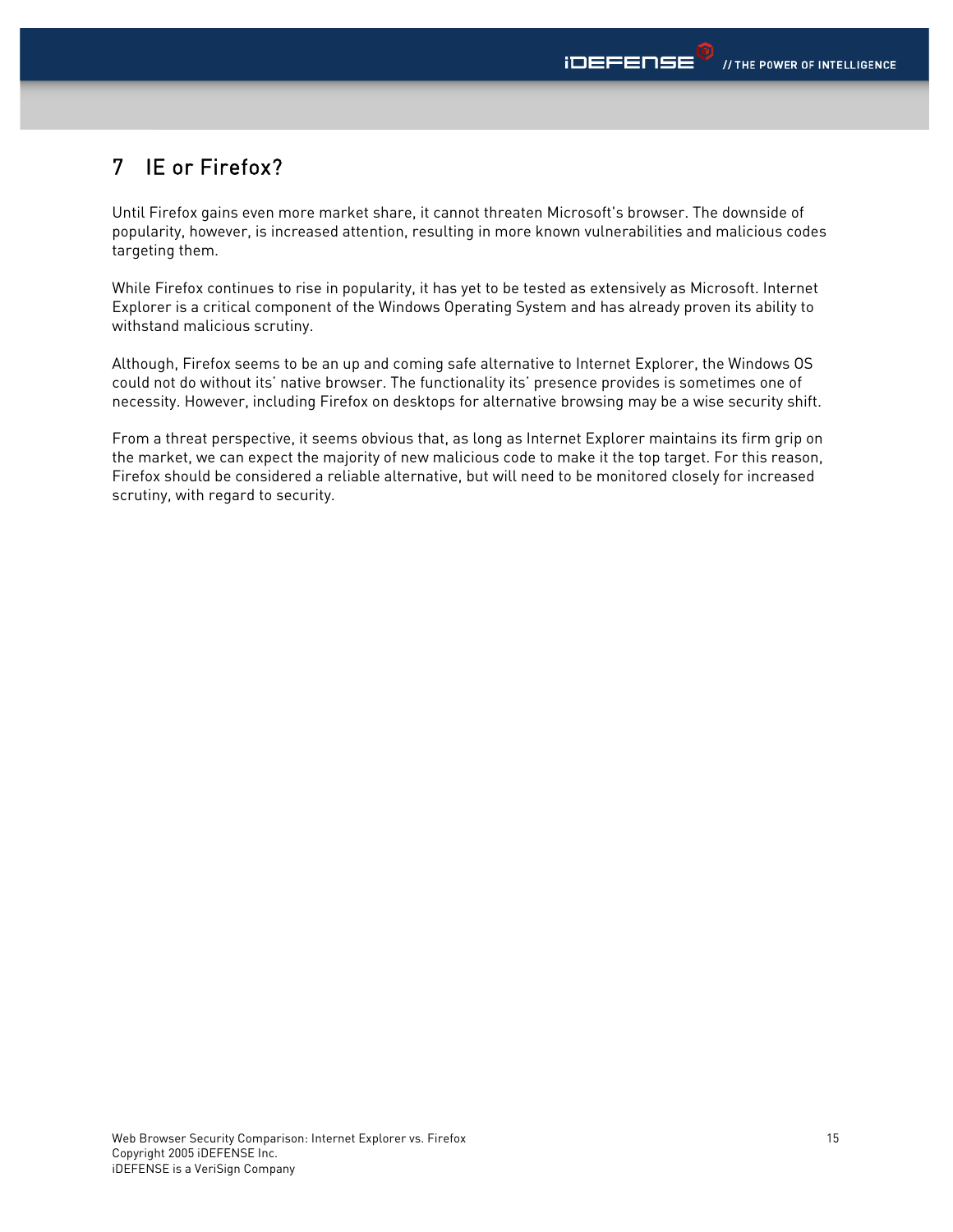# 7 IE or Firefox?

Until Firefox gains even more market share, it cannot threaten Microsoft's browser. The downside of popularity, however, is increased attention, resulting in more known vulnerabilities and malicious codes targeting them.

While Firefox continues to rise in popularity, it has yet to be tested as extensively as Microsoft. Internet Explorer is a critical component of the Windows Operating System and has already proven its ability to withstand malicious scrutiny.

Although, Firefox seems to be an up and coming safe alternative to Internet Explorer, the Windows OS could not do without its' native browser. The functionality its' presence provides is sometimes one of necessity. However, including Firefox on desktops for alternative browsing may be a wise security shift.

From a threat perspective, it seems obvious that, as long as Internet Explorer maintains its firm grip on the market, we can expect the majority of new malicious code to make it the top target. For this reason, Firefox should be considered a reliable alternative, but will need to be monitored closely for increased scrutiny, with regard to security.